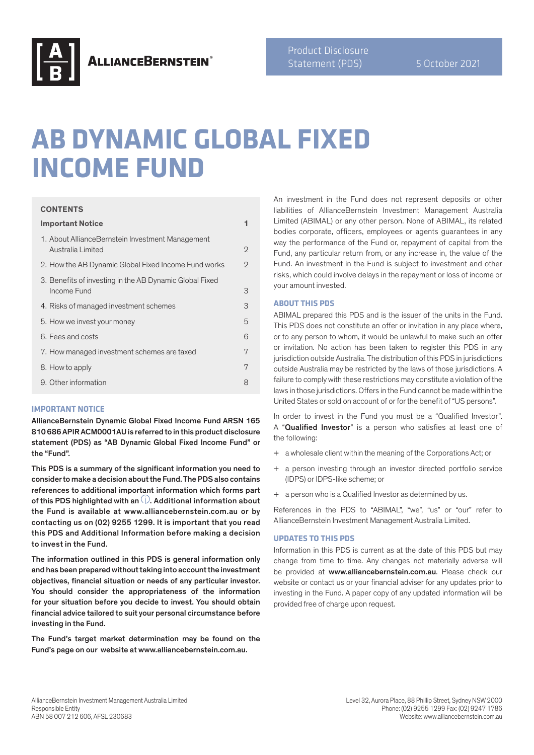Product Disclosure Statement (PDS) 5 October 2021

# AB DYNAMIC GLOBAL FIXED INCOME FUND

## CONTENTS

| Section | Page |
| --- | --- |
| **Important Notice** | **1** |
| 1. About AllianceBernstein Investment Management Australia Limited | 2 |
| 2. How the AB Dynamic Global Fixed Income Fund works | 2 |
| 3. Benefits of investing in the AB Dynamic Global Fixed Income Fund | 3 |
| 4. Risks of managed investment schemes | 3 |
| 5. How we invest your money | 5 |
| 6. Fees and costs | 6 |
| 7. How managed investment schemes are taxed | 7 |
| 8. How to apply | 7 |
| 9. Other information | 8 |

## IMPORTANT NOTICE

**AllianceBernstein Dynamic Global Fixed Income Fund ARSN 165 810 686 APIR ACM0001AU is referred to in this product disclosure statement (PDS) as "AB Dynamic Global Fixed Income Fund" or the "Fund".**

**This PDS is a summary of the significant information you need to consider to make a decision about the Fund. The PDS also contains references to additional important information which forms part of this PDS highlighted with an ⓘ. Additional information about the Fund is available at www.alliancebernstein.com.au or by contacting us on (02) 9255 1299. It is important that you read this PDS and Additional Information before making a decision to invest in the Fund.**

**The information outlined in this PDS is general information only and has been prepared without taking into account the investment objectives, financial situation or needs of any particular investor. You should consider the appropriateness of the information for your situation before you decide to invest. You should obtain financial advice tailored to suit your personal circumstance before investing in the Fund.**

**The Fund's target market determination may be found on the Fund's page on our website at www.alliancebernstein.com.au.**

An investment in the Fund does not represent deposits or other liabilities of AllianceBernstein Investment Management Australia Limited (ABIMAL) or any other person. None of ABIMAL, its related bodies corporate, officers, employees or agents guarantees in any way the performance of the Fund or, repayment of capital from the Fund, any particular return from, or any increase in, the value of the Fund. An investment in the Fund is subject to investment and other risks, which could involve delays in the repayment or loss of income or your amount invested.

## ABOUT THIS PDS

ABIMAL prepared this PDS and is the issuer of the units in the Fund. This PDS does not constitute an offer or invitation in any place where, or to any person to whom, it would be unlawful to make such an offer or invitation. No action has been taken to register this PDS in any jurisdiction outside Australia. The distribution of this PDS in jurisdictions outside Australia may be restricted by the laws of those jurisdictions. A failure to comply with these restrictions may constitute a violation of the laws in those jurisdictions. Offers in the Fund cannot be made within the United States or sold on account of or for the benefit of "US persons".

In order to invest in the Fund you must be a "Qualified Investor". A "**Qualified Investor**" is a person who satisfies at least one of the following:

+ a wholesale client within the meaning of the Corporations Act; or
+ a person investing through an investor directed portfolio service (IDPS) or IDPS-like scheme; or
+ a person who is a Qualified Investor as determined by us.

References in the PDS to "ABIMAL", "we", "us" or "our" refer to AllianceBernstein Investment Management Australia Limited.

## UPDATES TO THIS PDS

Information in this PDS is current as at the date of this PDS but may change from time to time. Any changes not materially adverse will be provided at **www.alliancebernstein.com.au**. Please check our website or contact us or your financial adviser for any updates prior to investing in the Fund. A paper copy of any updated information will be provided free of charge upon request.

AllianceBernstein Investment Management Australia Limited
Responsible Entity
ABN 58 007 212 606, AFSL 230683

Level 32, Aurora Place, 88 Phillip Street, Sydney NSW 2000
Phone: (02) 9255 1299 Fax: (02) 9247 1786
Website: www.alliancebernstein.com.au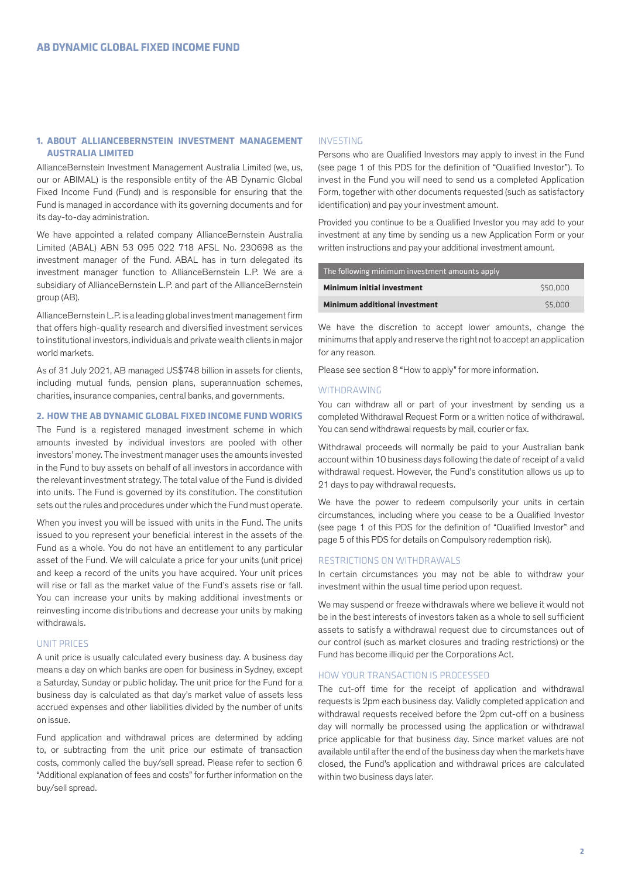## 1. ABOUT ALLIANCEBERNSTEIN INVESTMENT MANAGEMENT AUSTRALIA LIMITED

AllianceBernstein Investment Management Australia Limited (we, us, our or ABIMAL) is the responsible entity of the AB Dynamic Global Fixed Income Fund (Fund) and is responsible for ensuring that the Fund is managed in accordance with its governing documents and for its day-to-day administration.

We have appointed a related company AllianceBernstein Australia Limited (ABAL) ABN 53 095 022 718 AFSL No. 230698 as the investment manager of the Fund. ABAL has in turn delegated its investment manager function to AllianceBernstein L.P. We are a subsidiary of AllianceBernstein L.P. and part of the AllianceBernstein group (AB).

AllianceBernstein L.P. is a leading global investment management firm that offers high-quality research and diversified investment services to institutional investors, individuals and private wealth clients in major world markets.

As of 31 July 2021, AB managed US$748 billion in assets for clients, including mutual funds, pension plans, superannuation schemes, charities, insurance companies, central banks, and governments.

## 2. HOW THE AB DYNAMIC GLOBAL FIXED INCOME FUND WORKS

The Fund is a registered managed investment scheme in which amounts invested by individual investors are pooled with other investors' money. The investment manager uses the amounts invested in the Fund to buy assets on behalf of all investors in accordance with the relevant investment strategy. The total value of the Fund is divided into units. The Fund is governed by its constitution. The constitution sets out the rules and procedures under which the Fund must operate.

When you invest you will be issued with units in the Fund. The units issued to you represent your beneficial interest in the assets of the Fund as a whole. You do not have an entitlement to any particular asset of the Fund. We will calculate a price for your units (unit price) and keep a record of the units you have acquired. Your unit prices will rise or fall as the market value of the Fund's assets rise or fall. You can increase your units by making additional investments or reinvesting income distributions and decrease your units by making withdrawals.

### UNIT PRICES

A unit price is usually calculated every business day. A business day means a day on which banks are open for business in Sydney, except a Saturday, Sunday or public holiday. The unit price for the Fund for a business day is calculated as that day's market value of assets less accrued expenses and other liabilities divided by the number of units on issue.

Fund application and withdrawal prices are determined by adding to, or subtracting from the unit price our estimate of transaction costs, commonly called the buy/sell spread. Please refer to section 6 "Additional explanation of fees and costs" for further information on the buy/sell spread.

### INVESTING

Persons who are Qualified Investors may apply to invest in the Fund (see page 1 of this PDS for the definition of "Qualified Investor"). To invest in the Fund you will need to send us a completed Application Form, together with other documents requested (such as satisfactory identification) and pay your investment amount.

Provided you continue to be a Qualified Investor you may add to your investment at any time by sending us a new Application Form or your written instructions and pay your additional investment amount.

| The following minimum investment amounts apply | |
|---|---|
| **Minimum initial investment** | $50,000 |
| **Minimum additional investment** | $5,000 |

We have the discretion to accept lower amounts, change the minimums that apply and reserve the right not to accept an application for any reason.

Please see section 8 "How to apply" for more information.

### WITHDRAWING

You can withdraw all or part of your investment by sending us a completed Withdrawal Request Form or a written notice of withdrawal. You can send withdrawal requests by mail, courier or fax.

Withdrawal proceeds will normally be paid to your Australian bank account within 10 business days following the date of receipt of a valid withdrawal request. However, the Fund's constitution allows us up to 21 days to pay withdrawal requests.

We have the power to redeem compulsorily your units in certain circumstances, including where you cease to be a Qualified Investor (see page 1 of this PDS for the definition of "Qualified Investor" and page 5 of this PDS for details on Compulsory redemption risk).

### RESTRICTIONS ON WITHDRAWALS

In certain circumstances you may not be able to withdraw your investment within the usual time period upon request.

We may suspend or freeze withdrawals where we believe it would not be in the best interests of investors taken as a whole to sell sufficient assets to satisfy a withdrawal request due to circumstances out of our control (such as market closures and trading restrictions) or the Fund has become illiquid per the Corporations Act.

### HOW YOUR TRANSACTION IS PROCESSED

The cut-off time for the receipt of application and withdrawal requests is 2pm each business day. Validly completed application and withdrawal requests received before the 2pm cut-off on a business day will normally be processed using the application or withdrawal price applicable for that business day. Since market values are not available until after the end of the business day when the markets have closed, the Fund's application and withdrawal prices are calculated within two business days later.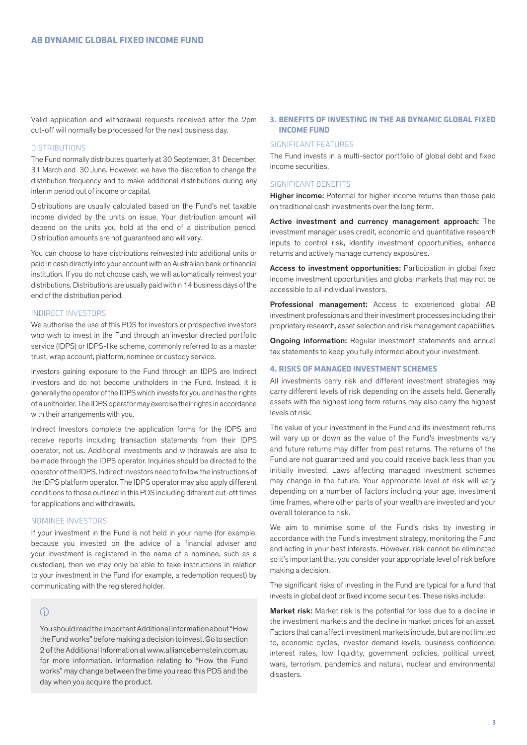Valid application and withdrawal requests received after the 2pm cut-off will normally be processed for the next business day.

### DISTRIBUTIONS

The Fund normally distributes quarterly at 30 September, 31 December, 31 March and 30 June. However, we have the discretion to change the distribution frequency and to make additional distributions during any interim period out of income or capital.

Distributions are usually calculated based on the Fund's net taxable income divided by the units on issue. Your distribution amount will depend on the units you hold at the end of a distribution period. Distribution amounts are not guaranteed and will vary.

You can choose to have distributions reinvested into additional units or paid in cash directly into your account with an Australian bank or financial institution. If you do not choose cash, we will automatically reinvest your distributions. Distributions are usually paid within 14 business days of the end of the distribution period.

### INDIRECT INVESTORS

We authorise the use of this PDS for investors or prospective investors who wish to invest in the Fund through an investor directed portfolio service (IDPS) or IDPS-like scheme, commonly referred to as a master trust, wrap account, platform, nominee or custody service.

Investors gaining exposure to the Fund through an IDPS are Indirect Investors and do not become unitholders in the Fund. Instead, it is generally the operator of the IDPS which invests for you and has the rights of a unitholder. The IDPS operator may exercise their rights in accordance with their arrangements with you.

Indirect Investors complete the application forms for the IDPS and receive reports including transaction statements from their IDPS operator, not us. Additional investments and withdrawals are also to be made through the IDPS operator. Inquiries should be directed to the operator of the IDPS. Indirect Investors need to follow the instructions of the IDPS platform operator. The IDPS operator may also apply different conditions to those outlined in this PDS including different cut-off times for applications and withdrawals.

### NOMINEE INVESTORS

If your investment in the Fund is not held in your name (for example, because you invested on the advice of a financial adviser and your investment is registered in the name of a nominee, such as a custodian), then we may only be able to take instructions in relation to your investment in the Fund (for example, a redemption request) by communicating with the registered holder.

> You should read the important Additional Information about "How the Fund works" before making a decision to invest. Go to section 2 of the Additional Information at www.alliancebernstein.com.au for more information. Information relating to "How the Fund works" may change between the time you read this PDS and the day when you acquire the product.

## 3. BENEFITS OF INVESTING IN THE AB DYNAMIC GLOBAL FIXED INCOME FUND

### SIGNIFICANT FEATURES

The Fund invests in a multi-sector portfolio of global debt and fixed income securities.

### SIGNIFICANT BENEFITS

**Higher income:** Potential for higher income returns than those paid on traditional cash investments over the long term.

**Active investment and currency management approach:** The investment manager uses credit, economic and quantitative research inputs to control risk, identify investment opportunities, enhance returns and actively manage currency exposures.

**Access to investment opportunities:** Participation in global fixed income investment opportunities and global markets that may not be accessible to all individual investors.

**Professional management:** Access to experienced global AB investment professionals and their investment processes including their proprietary research, asset selection and risk management capabilities.

**Ongoing information:** Regular investment statements and annual tax statements to keep you fully informed about your investment.

## 4. RISKS OF MANAGED INVESTMENT SCHEMES

All investments carry risk and different investment strategies may carry different levels of risk depending on the assets held. Generally assets with the highest long term returns may also carry the highest levels of risk.

The value of your investment in the Fund and its investment returns will vary up or down as the value of the Fund's investments vary and future returns may differ from past returns. The returns of the Fund are not guaranteed and you could receive back less than you initially invested. Laws affecting managed investment schemes may change in the future. Your appropriate level of risk will vary depending on a number of factors including your age, investment time frames, where other parts of your wealth are invested and your overall tolerance to risk.

We aim to minimise some of the Fund's risks by investing in accordance with the Fund's investment strategy, monitoring the Fund and acting in your best interests. However, risk cannot be eliminated so it's important that you consider your appropriate level of risk before making a decision.

The significant risks of investing in the Fund are typical for a fund that invests in global debt or fixed income securities. These risks include:

**Market risk:** Market risk is the potential for loss due to a decline in the investment markets and the decline in market prices for an asset. Factors that can affect investment markets include, but are not limited to, economic cycles, investor demand levels, business confidence, interest rates, low liquidity, government policies, political unrest, wars, terrorism, pandemics and natural, nuclear and environmental disasters.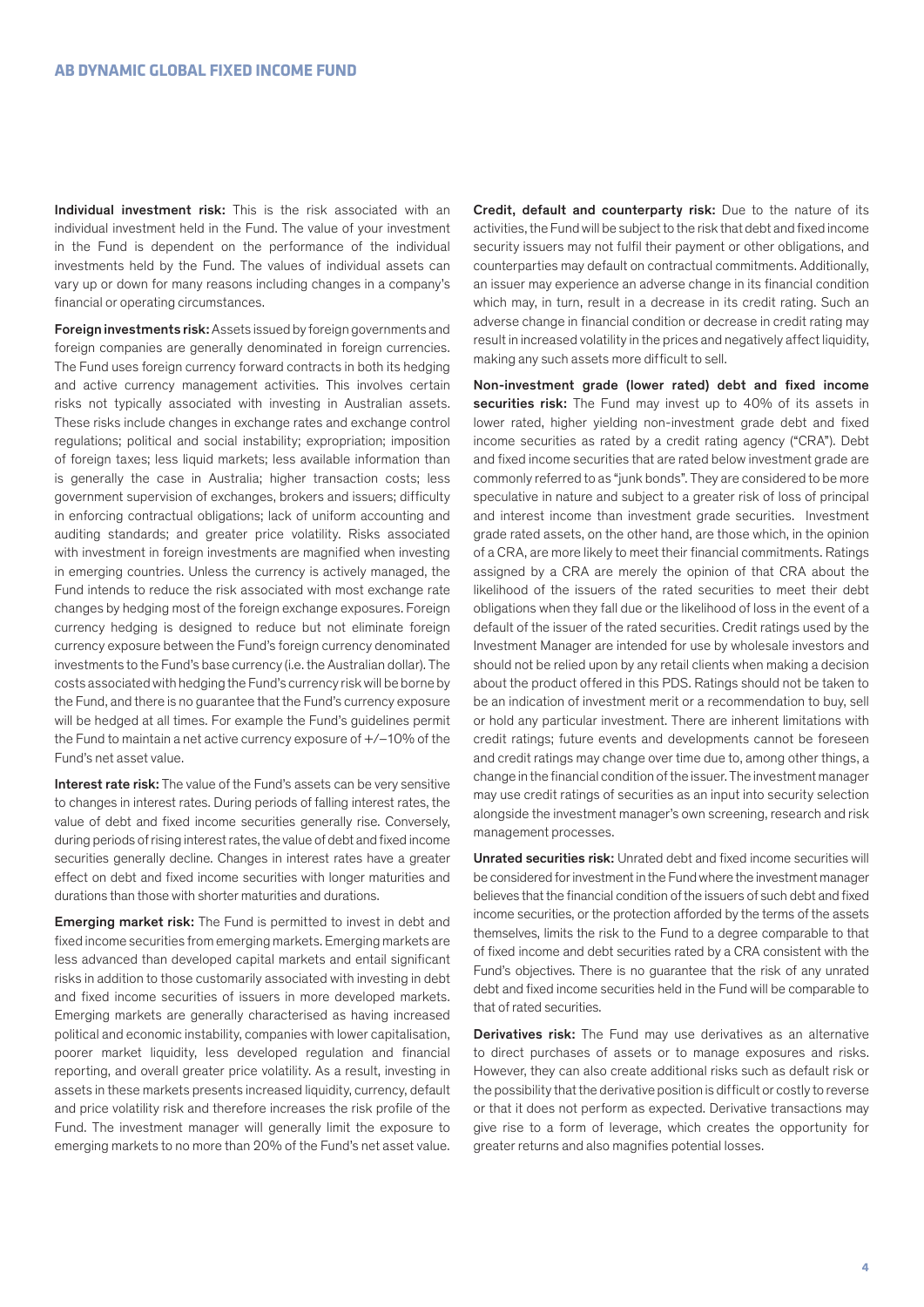**Individual investment risk:** This is the risk associated with an individual investment held in the Fund. The value of your investment in the Fund is dependent on the performance of the individual investments held by the Fund. The values of individual assets can vary up or down for many reasons including changes in a company's financial or operating circumstances.

**Foreign investments risk:** Assets issued by foreign governments and foreign companies are generally denominated in foreign currencies. The Fund uses foreign currency forward contracts in both its hedging and active currency management activities. This involves certain risks not typically associated with investing in Australian assets. These risks include changes in exchange rates and exchange control regulations; political and social instability; expropriation; imposition of foreign taxes; less liquid markets; less available information than is generally the case in Australia; higher transaction costs; less government supervision of exchanges, brokers and issuers; difficulty in enforcing contractual obligations; lack of uniform accounting and auditing standards; and greater price volatility. Risks associated with investment in foreign investments are magnified when investing in emerging countries. Unless the currency is actively managed, the Fund intends to reduce the risk associated with most exchange rate changes by hedging most of the foreign exchange exposures. Foreign currency hedging is designed to reduce but not eliminate foreign currency exposure between the Fund's foreign currency denominated investments to the Fund's base currency (i.e. the Australian dollar). The costs associated with hedging the Fund's currency risk will be borne by the Fund, and there is no guarantee that the Fund's currency exposure will be hedged at all times. For example the Fund's guidelines permit the Fund to maintain a net active currency exposure of +/−10% of the Fund's net asset value.

**Interest rate risk:** The value of the Fund's assets can be very sensitive to changes in interest rates. During periods of falling interest rates, the value of debt and fixed income securities generally rise. Conversely, during periods of rising interest rates, the value of debt and fixed income securities generally decline. Changes in interest rates have a greater effect on debt and fixed income securities with longer maturities and durations than those with shorter maturities and durations.

**Emerging market risk:** The Fund is permitted to invest in debt and fixed income securities from emerging markets. Emerging markets are less advanced than developed capital markets and entail significant risks in addition to those customarily associated with investing in debt and fixed income securities of issuers in more developed markets. Emerging markets are generally characterised as having increased political and economic instability, companies with lower capitalisation, poorer market liquidity, less developed regulation and financial reporting, and overall greater price volatility. As a result, investing in assets in these markets presents increased liquidity, currency, default and price volatility risk and therefore increases the risk profile of the Fund. The investment manager will generally limit the exposure to emerging markets to no more than 20% of the Fund's net asset value.

**Credit, default and counterparty risk:** Due to the nature of its activities, the Fund will be subject to the risk that debt and fixed income security issuers may not fulfil their payment or other obligations, and counterparties may default on contractual commitments. Additionally, an issuer may experience an adverse change in its financial condition which may, in turn, result in a decrease in its credit rating. Such an adverse change in financial condition or decrease in credit rating may result in increased volatility in the prices and negatively affect liquidity, making any such assets more difficult to sell.

**Non-investment grade (lower rated) debt and fixed income securities risk:** The Fund may invest up to 40% of its assets in lower rated, higher yielding non-investment grade debt and fixed income securities as rated by a credit rating agency ("CRA"). Debt and fixed income securities that are rated below investment grade are commonly referred to as "junk bonds". They are considered to be more speculative in nature and subject to a greater risk of loss of principal and interest income than investment grade securities. Investment grade rated assets, on the other hand, are those which, in the opinion of a CRA, are more likely to meet their financial commitments. Ratings assigned by a CRA are merely the opinion of that CRA about the likelihood of the issuers of the rated securities to meet their debt obligations when they fall due or the likelihood of loss in the event of a default of the issuer of the rated securities. Credit ratings used by the Investment Manager are intended for use by wholesale investors and should not be relied upon by any retail clients when making a decision about the product offered in this PDS. Ratings should not be taken to be an indication of investment merit or a recommendation to buy, sell or hold any particular investment. There are inherent limitations with credit ratings; future events and developments cannot be foreseen and credit ratings may change over time due to, among other things, a change in the financial condition of the issuer. The investment manager may use credit ratings of securities as an input into security selection alongside the investment manager's own screening, research and risk management processes.

**Unrated securities risk:** Unrated debt and fixed income securities will be considered for investment in the Fund where the investment manager believes that the financial condition of the issuers of such debt and fixed income securities, or the protection afforded by the terms of the assets themselves, limits the risk to the Fund to a degree comparable to that of fixed income and debt securities rated by a CRA consistent with the Fund's objectives. There is no guarantee that the risk of any unrated debt and fixed income securities held in the Fund will be comparable to that of rated securities.

**Derivatives risk:** The Fund may use derivatives as an alternative to direct purchases of assets or to manage exposures and risks. However, they can also create additional risks such as default risk or the possibility that the derivative position is difficult or costly to reverse or that it does not perform as expected. Derivative transactions may give rise to a form of leverage, which creates the opportunity for greater returns and also magnifies potential losses.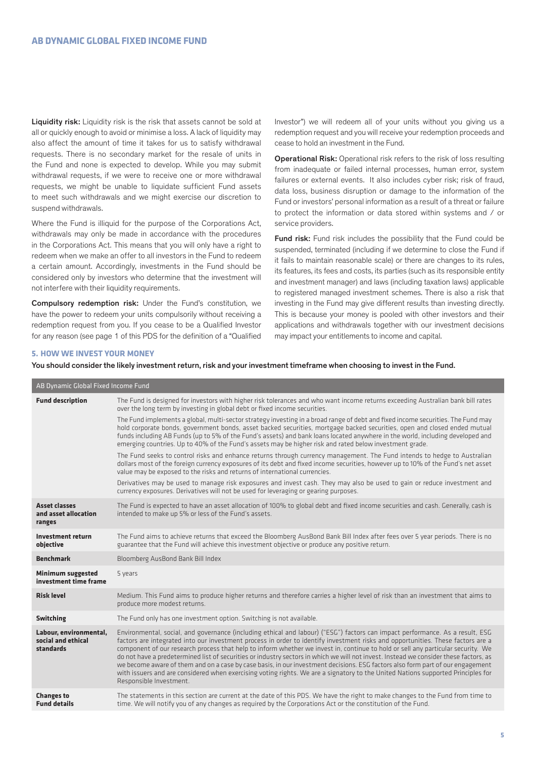**Liquidity risk:** Liquidity risk is the risk that assets cannot be sold at all or quickly enough to avoid or minimise a loss. A lack of liquidity may also affect the amount of time it takes for us to satisfy withdrawal requests. There is no secondary market for the resale of units in the Fund and none is expected to develop. While you may submit withdrawal requests, if we were to receive one or more withdrawal requests, we might be unable to liquidate sufficient Fund assets to meet such withdrawals and we might exercise our discretion to suspend withdrawals.

Where the Fund is illiquid for the purpose of the Corporations Act, withdrawals may only be made in accordance with the procedures in the Corporations Act. This means that you will only have a right to redeem when we make an offer to all investors in the Fund to redeem a certain amount. Accordingly, investments in the Fund should be considered only by investors who determine that the investment will not interfere with their liquidity requirements.

**Compulsory redemption risk:** Under the Fund's constitution, we have the power to redeem your units compulsorily without receiving a redemption request from you. If you cease to be a Qualified Investor for any reason (see page 1 of this PDS for the definition of a "Qualified Investor") we will redeem all of your units without you giving us a redemption request and you will receive your redemption proceeds and cease to hold an investment in the Fund.

**Operational Risk:** Operational risk refers to the risk of loss resulting from inadequate or failed internal processes, human error, system failures or external events. It also includes cyber risk; risk of fraud, data loss, business disruption or damage to the information of the Fund or investors' personal information as a result of a threat or failure to protect the information or data stored within systems and / or service providers.

**Fund risk:** Fund risk includes the possibility that the Fund could be suspended, terminated (including if we determine to close the Fund if it fails to maintain reasonable scale) or there are changes to its rules, its features, its fees and costs, its parties (such as its responsible entity and investment manager) and laws (including taxation laws) applicable to registered managed investment schemes. There is also a risk that investing in the Fund may give different results than investing directly. This is because your money is pooled with other investors and their applications and withdrawals together with our investment decisions may impact your entitlements to income and capital.

## 5. HOW WE INVEST YOUR MONEY

**You should consider the likely investment return, risk and your investment timeframe when choosing to invest in the Fund.**

| AB Dynamic Global Fixed Income Fund | |
|---|---|
| **Fund description** | The Fund is designed for investors with higher risk tolerances and who want income returns exceeding Australian bank bill rates over the long term by investing in global debt or fixed income securities.<br><br>The Fund implements a global, multi-sector strategy investing in a broad range of debt and fixed income securities. The Fund may hold corporate bonds, government bonds, asset backed securities, mortgage backed securities, open and closed ended mutual funds including AB Funds (up to 5% of the Fund's assets) and bank loans located anywhere in the world, including developed and emerging countries. Up to 40% of the Fund's assets may be higher risk and rated below investment grade.<br><br>The Fund seeks to control risks and enhance returns through currency management. The Fund intends to hedge to Australian dollars most of the foreign currency exposures of its debt and fixed income securities, however up to 10% of the Fund's net asset value may be exposed to the risks and returns of international currencies.<br><br>Derivatives may be used to manage risk exposures and invest cash. They may also be used to gain or reduce investment and currency exposures. Derivatives will not be used for leveraging or gearing purposes. |
| **Asset classes and asset allocation ranges** | The Fund is expected to have an asset allocation of 100% to global debt and fixed income securities and cash. Generally, cash is intended to make up 5% or less of the Fund's assets. |
| **Investment return objective** | The Fund aims to achieve returns that exceed the Bloomberg AusBond Bank Bill Index after fees over 5 year periods. There is no guarantee that the Fund will achieve this investment objective or produce any positive return. |
| **Benchmark** | Bloomberg AusBond Bank Bill Index |
| **Minimum suggested investment time frame** | 5 years |
| **Risk level** | Medium. This Fund aims to produce higher returns and therefore carries a higher level of risk than an investment that aims to produce more modest returns. |
| **Switching** | The Fund only has one investment option. Switching is not available. |
| **Labour, environmental, social and ethical standards** | Environmental, social, and governance (including ethical and labour) ("ESG") factors can impact performance. As a result, ESG factors are integrated into our investment process in order to identify investment risks and opportunities. These factors are a component of our research process that help to inform whether we invest in, continue to hold or sell any particular security. We do not have a predetermined list of securities or industry sectors in which we will not invest. Instead we consider these factors, as we become aware of them and on a case by case basis, in our investment decisions. ESG factors also form part of our engagement with issuers and are considered when exercising voting rights. We are a signatory to the United Nations supported Principles for Responsible Investment. |
| **Changes to Fund details** | The statements in this section are current at the date of this PDS. We have the right to make changes to the Fund from time to time. We will notify you of any changes as required by the Corporations Act or the constitution of the Fund. |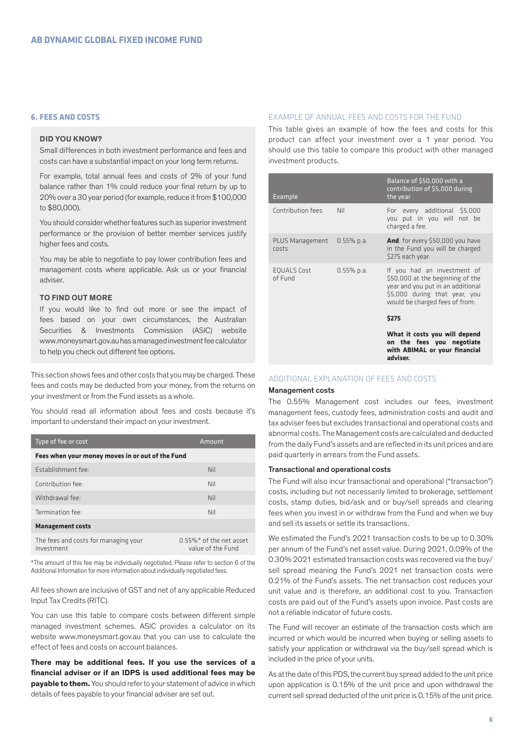## 6. FEES AND COSTS

### DID YOU KNOW?

Small differences in both investment performance and fees and costs can have a substantial impact on your long term returns.

For example, total annual fees and costs of 2% of your fund balance rather than 1% could reduce your final return by up to 20% over a 30 year period (for example, reduce it from $100,000 to $80,000).

You should consider whether features such as superior investment performance or the provision of better member services justify higher fees and costs.

You may be able to negotiate to pay lower contribution fees and management costs where applicable. Ask us or your financial adviser.

### TO FIND OUT MORE

If you would like to find out more or see the impact of fees based on your own circumstances, the Australian Securities & Investments Commission (ASIC) website www.moneysmart.gov.au has a managed investment fee calculator to help you check out different fee options.

This section shows fees and other costs that you may be charged. These fees and costs may be deducted from your money, from the returns on your investment or from the Fund assets as a whole.

You should read all information about fees and costs because it's important to understand their impact on your investment.

| Type of fee or cost | Amount |
|---|---|
| **Fees when your money moves in or out of the Fund** | |
| Establishment fee: | Nil |
| Contribution fee: | Nil |
| Withdrawal fee: | Nil |
| Termination fee: | Nil |
| **Management costs** | |
| The fees and costs for managing your investment | 0.55%* of the net asset value of the Fund |

*The amount of this fee may be individually negotiated. Please refer to section 6 of the Additional Information for more information about individually negotiated fees.

All fees shown are inclusive of GST and net of any applicable Reduced Input Tax Credits (RITC).

You can use this table to compare costs between different simple managed investment schemes. ASIC provides a calculator on its website www.moneysmart.gov.au that you can use to calculate the effect of fees and costs on account balances.

**There may be additional fees. If you use the services of a financial adviser or if an IDPS is used additional fees may be payable to them.** You should refer to your statement of advice in which details of fees payable to your financial adviser are set out.

### EXAMPLE OF ANNUAL FEES AND COSTS FOR THE FUND

This table gives an example of how the fees and costs for this product can affect your investment over a 1 year period. You should use this table to compare this product with other managed investment products.

| Example | | Balance of $50,000 with a contribution of $5,000 during the year |
|---|---|---|
| Contribution fees | Nil | For every additional $5,000 you put in you will not be charged a fee. |
| PLUS Management costs | 0.55% p.a. | **And**, for every $50,000 you have in the Fund you will be charged $275 each year. |
| EQUALS Cost of Fund | 0.55% p.a. | If you had an investment of $50,000 at the beginning of the year and you put in an additional $5,000 during that year, you would be charged fees of from:<br><br>**$275**<br><br>**What it costs you will depend on the fees you negotiate with ABIMAL or your financial adviser.** |

### ADDITIONAL EXPLANATION OF FEES AND COSTS

#### Management costs

The 0.55% Management cost includes our fees, investment management fees, custody fees, administration costs and audit and tax adviser fees but excludes transactional and operational costs and abnormal costs. The Management costs are calculated and deducted from the daily Fund's assets and are reflected in its unit prices and are paid quarterly in arrears from the Fund assets.

#### Transactional and operational costs

The Fund will also incur transactional and operational ("transaction") costs, including but not necessarily limited to brokerage, settlement costs, stamp duties, bid/ask and or buy/sell spreads and clearing fees when you invest in or withdraw from the Fund and when we buy and sell its assets or settle its transactions.

We estimated the Fund's 2021 transaction costs to be up to 0.30% per annum of the Fund's net asset value. During 2021, 0.09% of the 0.30% 2021 estimated transaction costs was recovered via the buy/sell spread meaning the Fund's 2021 net transaction costs were 0.21% of the Fund's assets. The net transaction cost reduces your unit value and is therefore, an additional cost to you. Transaction costs are paid out of the Fund's assets upon invoice. Past costs are not a reliable indicator of future costs.

The Fund will recover an estimate of the transaction costs which are incurred or which would be incurred when buying or selling assets to satisfy your application or withdrawal via the buy/sell spread which is included in the price of your units.

As at the date of this PDS, the current buy spread added to the unit price upon application is 0.15% of the unit price and upon withdrawal the current sell spread deducted of the unit price is 0.15% of the unit price.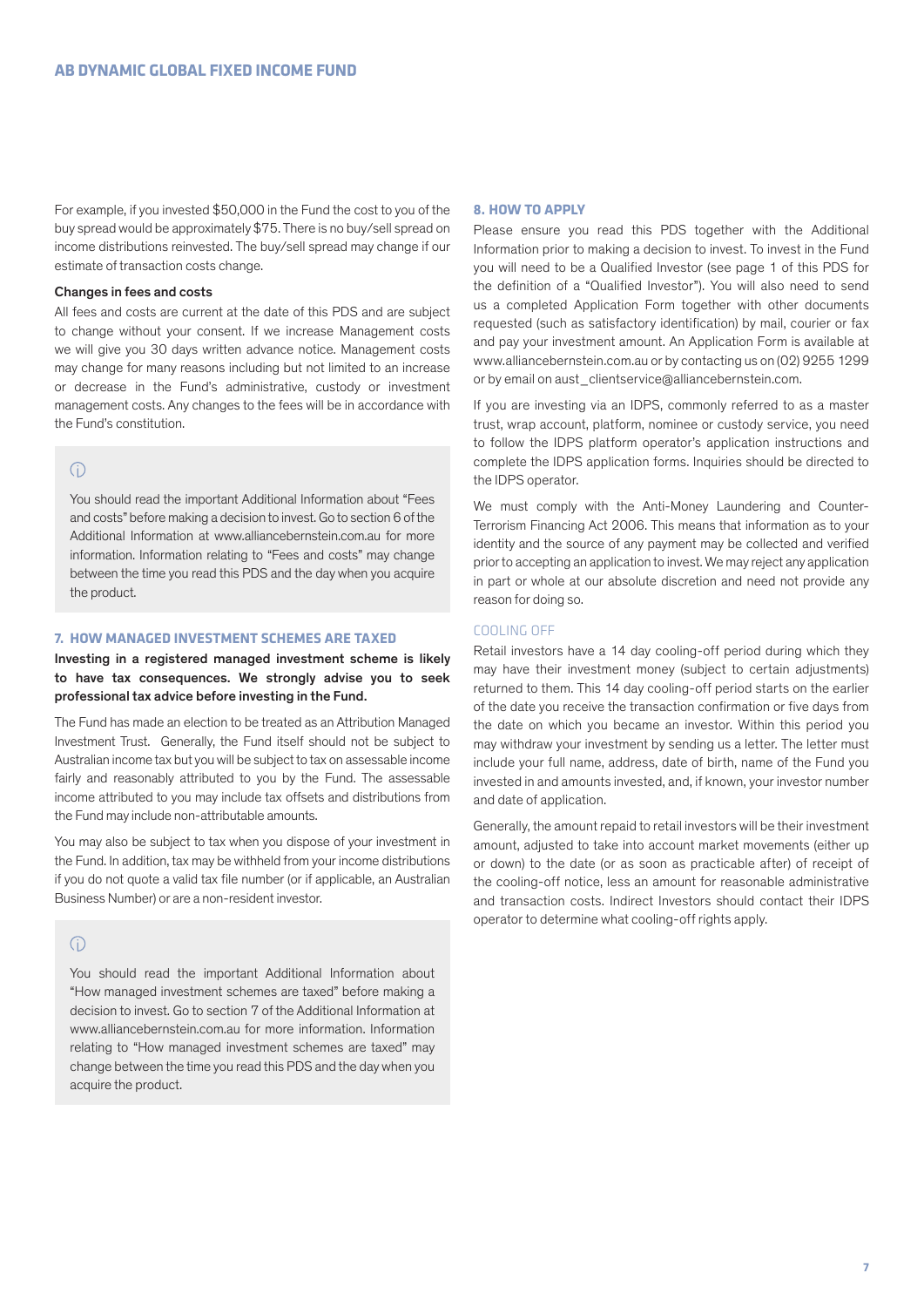For example, if you invested $50,000 in the Fund the cost to you of the buy spread would be approximately $75. There is no buy/sell spread on income distributions reinvested. The buy/sell spread may change if our estimate of transaction costs change.

**Changes in fees and costs**

All fees and costs are current at the date of this PDS and are subject to change without your consent. If we increase Management costs we will give you 30 days written advance notice. Management costs may change for many reasons including but not limited to an increase or decrease in the Fund's administrative, custody or investment management costs. Any changes to the fees will be in accordance with the Fund's constitution.

> ⓘ
>
> You should read the important Additional Information about "Fees and costs" before making a decision to invest. Go to section 6 of the Additional Information at www.alliancebernstein.com.au for more information. Information relating to "Fees and costs" may change between the time you read this PDS and the day when you acquire the product.

## 7. HOW MANAGED INVESTMENT SCHEMES ARE TAXED

**Investing in a registered managed investment scheme is likely to have tax consequences. We strongly advise you to seek professional tax advice before investing in the Fund.**

The Fund has made an election to be treated as an Attribution Managed Investment Trust. Generally, the Fund itself should not be subject to Australian income tax but you will be subject to tax on assessable income fairly and reasonably attributed to you by the Fund. The assessable income attributed to you may include tax offsets and distributions from the Fund may include non-attributable amounts.

You may also be subject to tax when you dispose of your investment in the Fund. In addition, tax may be withheld from your income distributions if you do not quote a valid tax file number (or if applicable, an Australian Business Number) or are a non-resident investor.

> ⓘ
>
> You should read the important Additional Information about "How managed investment schemes are taxed" before making a decision to invest. Go to section 7 of the Additional Information at www.alliancebernstein.com.au for more information. Information relating to "How managed investment schemes are taxed" may change between the time you read this PDS and the day when you acquire the product.

## 8. HOW TO APPLY

Please ensure you read this PDS together with the Additional Information prior to making a decision to invest. To invest in the Fund you will need to be a Qualified Investor (see page 1 of this PDS for the definition of a "Qualified Investor"). You will also need to send us a completed Application Form together with other documents requested (such as satisfactory identification) by mail, courier or fax and pay your investment amount. An Application Form is available at www.alliancebernstein.com.au or by contacting us on (02) 9255 1299 or by email on aust_clientservice@alliancebernstein.com.

If you are investing via an IDPS, commonly referred to as a master trust, wrap account, platform, nominee or custody service, you need to follow the IDPS platform operator's application instructions and complete the IDPS application forms. Inquiries should be directed to the IDPS operator.

We must comply with the Anti-Money Laundering and Counter-Terrorism Financing Act 2006. This means that information as to your identity and the source of any payment may be collected and verified prior to accepting an application to invest. We may reject any application in part or whole at our absolute discretion and need not provide any reason for doing so.

### COOLING OFF

Retail investors have a 14 day cooling-off period during which they may have their investment money (subject to certain adjustments) returned to them. This 14 day cooling-off period starts on the earlier of the date you receive the transaction confirmation or five days from the date on which you became an investor. Within this period you may withdraw your investment by sending us a letter. The letter must include your full name, address, date of birth, name of the Fund you invested in and amounts invested, and, if known, your investor number and date of application.

Generally, the amount repaid to retail investors will be their investment amount, adjusted to take into account market movements (either up or down) to the date (or as soon as practicable after) of receipt of the cooling-off notice, less an amount for reasonable administrative and transaction costs. Indirect Investors should contact their IDPS operator to determine what cooling-off rights apply.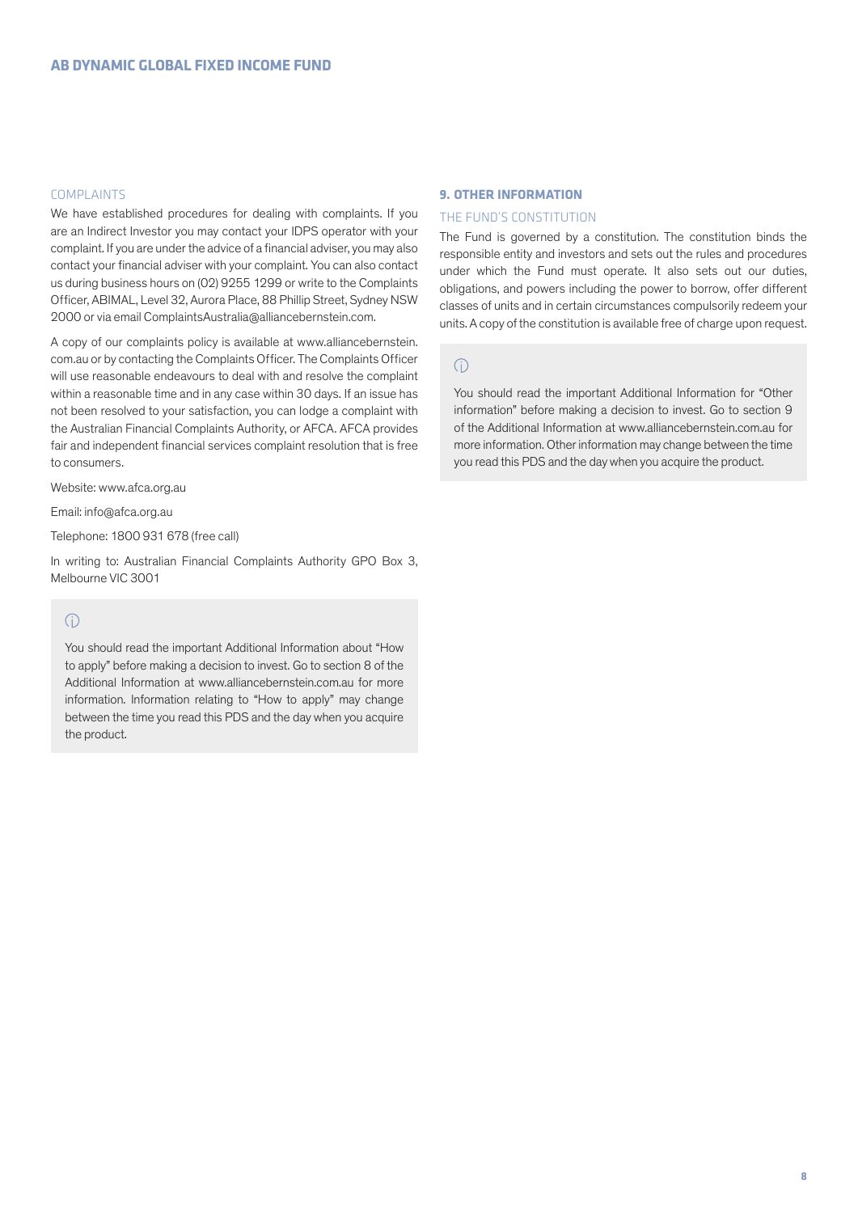### COMPLAINTS

We have established procedures for dealing with complaints. If you are an Indirect Investor you may contact your IDPS operator with your complaint. If you are under the advice of a financial adviser, you may also contact your financial adviser with your complaint. You can also contact us during business hours on (02) 9255 1299 or write to the Complaints Officer, ABIMAL, Level 32, Aurora Place, 88 Phillip Street, Sydney NSW 2000 or via email ComplaintsAustralia@alliancebernstein.com.

A copy of our complaints policy is available at www.alliancebernstein.com.au or by contacting the Complaints Officer. The Complaints Officer will use reasonable endeavours to deal with and resolve the complaint within a reasonable time and in any case within 30 days. If an issue has not been resolved to your satisfaction, you can lodge a complaint with the Australian Financial Complaints Authority, or AFCA. AFCA provides fair and independent financial services complaint resolution that is free to consumers.

Website: www.afca.org.au

Email: info@afca.org.au

Telephone: 1800 931 678 (free call)

In writing to: Australian Financial Complaints Authority GPO Box 3, Melbourne VIC 3001

ⓘ

You should read the important Additional Information about "How to apply" before making a decision to invest. Go to section 8 of the Additional Information at www.alliancebernstein.com.au for more information. Information relating to "How to apply" may change between the time you read this PDS and the day when you acquire the product.

## 9. OTHER INFORMATION

### THE FUND'S CONSTITUTION

The Fund is governed by a constitution. The constitution binds the responsible entity and investors and sets out the rules and procedures under which the Fund must operate. It also sets out our duties, obligations, and powers including the power to borrow, offer different classes of units and in certain circumstances compulsorily redeem your units. A copy of the constitution is available free of charge upon request.

ⓘ

You should read the important Additional Information for "Other information" before making a decision to invest. Go to section 9 of the Additional Information at www.alliancebernstein.com.au for more information. Other information may change between the time you read this PDS and the day when you acquire the product.